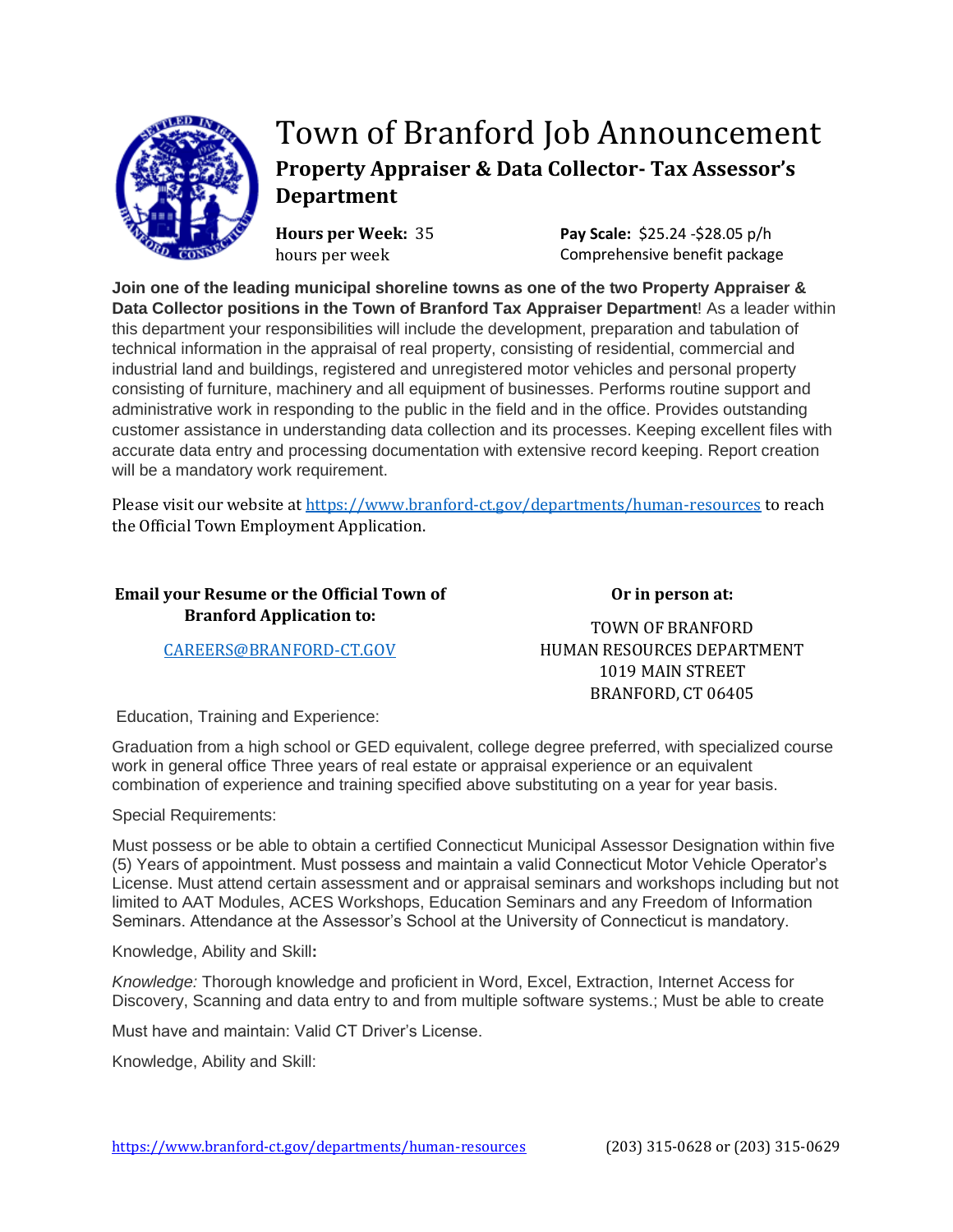# Town of Branford Job Announcement

## Property Appraiser & Data Collector- Tax Assessor's Department

**Hours per Week:** 35 hours per week

**Pay Scale:** $25.24 -$28.05 p/h
Comprehensive benefit package

**Join one of the leading municipal shoreline towns as one of the two Property Appraiser & Data Collector positions in the Town of Branford Tax Appraiser Department**! As a leader within this department your responsibilities will include the development, preparation and tabulation of technical information in the appraisal of real property, consisting of residential, commercial and industrial land and buildings, registered and unregistered motor vehicles and personal property consisting of furniture, machinery and all equipment of businesses. Performs routine support and administrative work in responding to the public in the field and in the office. Provides outstanding customer assistance in understanding data collection and its processes. Keeping excellent files with accurate data entry and processing documentation with extensive record keeping. Report creation will be a mandatory work requirement.

Please visit our website at [https://www.branford-ct.gov/departments/human-resources](https://www.branford-ct.gov/departments/human-resources) to reach the Official Town Employment Application.

**Email your Resume or the Official Town of Branford Application to:**

[CAREERS@BRANFORD-CT.GOV](mailto:CAREERS@BRANFORD-CT.GOV)

**Or in person at:**

TOWN OF BRANFORD
HUMAN RESOURCES DEPARTMENT
1019 MAIN STREET
BRANFORD, CT 06405

Education, Training and Experience:

Graduation from a high school or GED equivalent, college degree preferred, with specialized course work in general office Three years of real estate or appraisal experience or an equivalent combination of experience and training specified above substituting on a year for year basis.

Special Requirements:

Must possess or be able to obtain a certified Connecticut Municipal Assessor Designation within five (5) Years of appointment. Must possess and maintain a valid Connecticut Motor Vehicle Operator's License. Must attend certain assessment and or appraisal seminars and workshops including but not limited to AAT Modules, ACES Workshops, Education Seminars and any Freedom of Information Seminars. Attendance at the Assessor's School at the University of Connecticut is mandatory.

Knowledge, Ability and Skill**:**

*Knowledge:* Thorough knowledge and proficient in Word, Excel, Extraction, Internet Access for Discovery, Scanning and data entry to and from multiple software systems.; Must be able to create

Must have and maintain: Valid CT Driver's License.

Knowledge, Ability and Skill:

[https://www.branford-ct.gov/departments/human-resources](https://www.branford-ct.gov/departments/human-resources) (203) 315-0628 or (203) 315-0629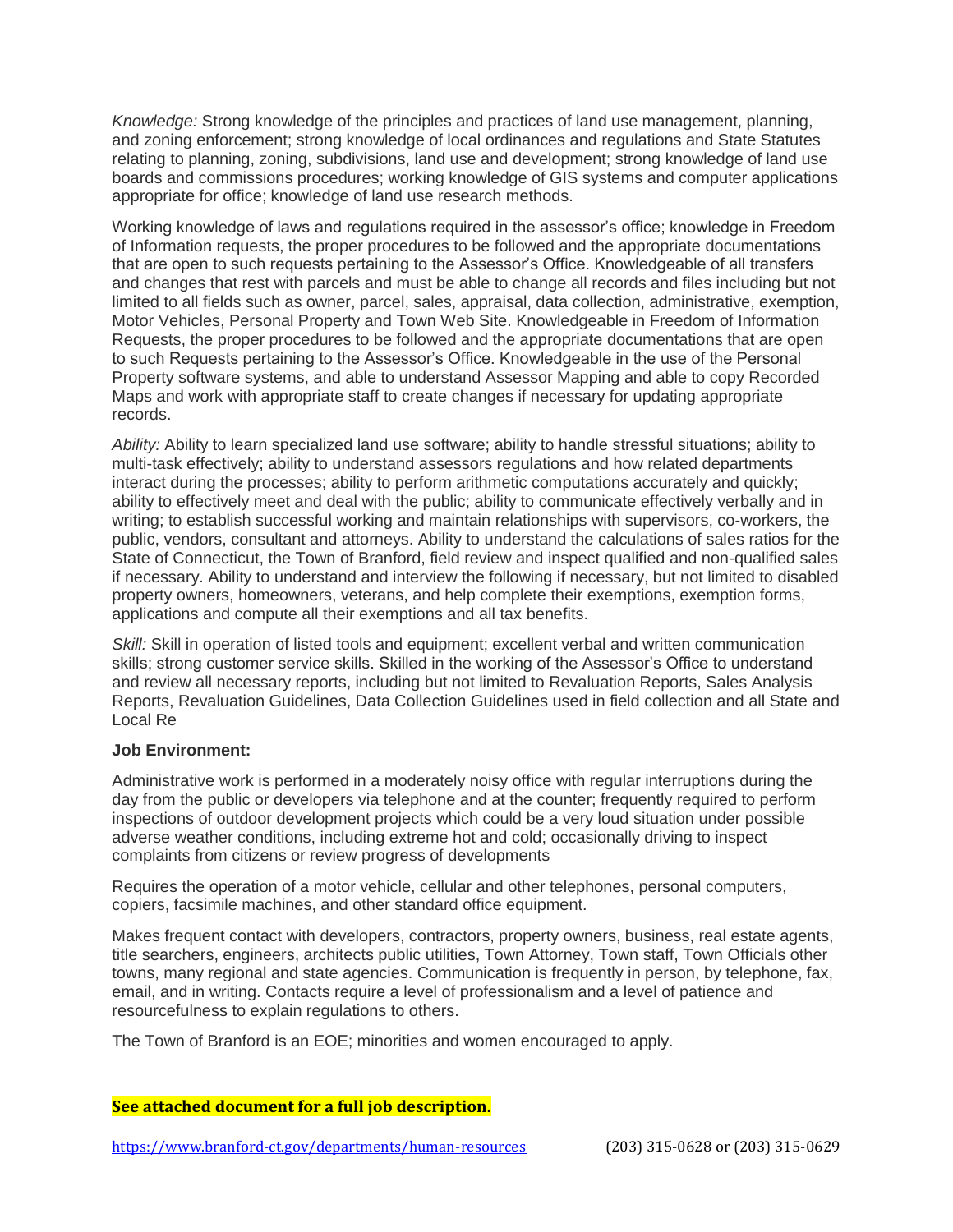*Knowledge:* Strong knowledge of the principles and practices of land use management, planning, and zoning enforcement; strong knowledge of local ordinances and regulations and State Statutes relating to planning, zoning, subdivisions, land use and development; strong knowledge of land use boards and commissions procedures; working knowledge of GIS systems and computer applications appropriate for office; knowledge of land use research methods.

Working knowledge of laws and regulations required in the assessor's office; knowledge in Freedom of Information requests, the proper procedures to be followed and the appropriate documentations that are open to such requests pertaining to the Assessor's Office. Knowledgeable of all transfers and changes that rest with parcels and must be able to change all records and files including but not limited to all fields such as owner, parcel, sales, appraisal, data collection, administrative, exemption, Motor Vehicles, Personal Property and Town Web Site. Knowledgeable in Freedom of Information Requests, the proper procedures to be followed and the appropriate documentations that are open to such Requests pertaining to the Assessor's Office. Knowledgeable in the use of the Personal Property software systems, and able to understand Assessor Mapping and able to copy Recorded Maps and work with appropriate staff to create changes if necessary for updating appropriate records.

*Ability:* Ability to learn specialized land use software; ability to handle stressful situations; ability to multi-task effectively; ability to understand assessors regulations and how related departments interact during the processes; ability to perform arithmetic computations accurately and quickly; ability to effectively meet and deal with the public; ability to communicate effectively verbally and in writing; to establish successful working and maintain relationships with supervisors, co-workers, the public, vendors, consultant and attorneys. Ability to understand the calculations of sales ratios for the State of Connecticut, the Town of Branford, field review and inspect qualified and non-qualified sales if necessary. Ability to understand and interview the following if necessary, but not limited to disabled property owners, homeowners, veterans, and help complete their exemptions, exemption forms, applications and compute all their exemptions and all tax benefits.

*Skill:* Skill in operation of listed tools and equipment; excellent verbal and written communication skills; strong customer service skills. Skilled in the working of the Assessor's Office to understand and review all necessary reports, including but not limited to Revaluation Reports, Sales Analysis Reports, Revaluation Guidelines, Data Collection Guidelines used in field collection and all State and Local Re

**Job Environment:**

Administrative work is performed in a moderately noisy office with regular interruptions during the day from the public or developers via telephone and at the counter; frequently required to perform inspections of outdoor development projects which could be a very loud situation under possible adverse weather conditions, including extreme hot and cold; occasionally driving to inspect complaints from citizens or review progress of developments

Requires the operation of a motor vehicle, cellular and other telephones, personal computers, copiers, facsimile machines, and other standard office equipment.

Makes frequent contact with developers, contractors, property owners, business, real estate agents, title searchers, engineers, architects public utilities, Town Attorney, Town staff, Town Officials other towns, many regional and state agencies. Communication is frequently in person, by telephone, fax, email, and in writing. Contacts require a level of professionalism and a level of patience and resourcefulness to explain regulations to others.

The Town of Branford is an EOE; minorities and women encouraged to apply.

**See attached document for a full job description.**

https://www.branford-ct.gov/departments/human-resources (203) 315-0628 or (203) 315-0629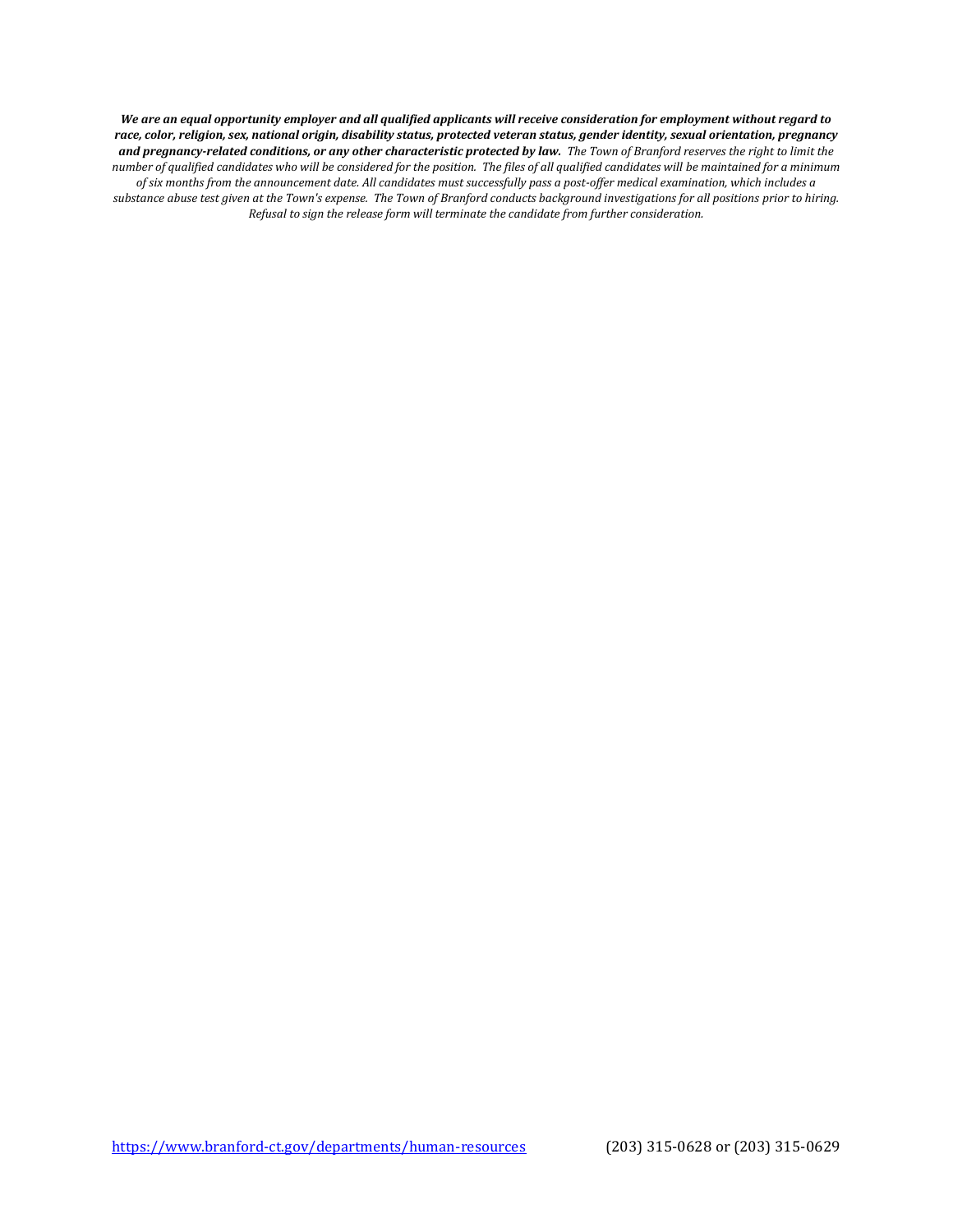***We are an equal opportunity employer and all qualified applicants will receive consideration for employment without regard to race, color, religion, sex, national origin, disability status, protected veteran status, gender identity, sexual orientation, pregnancy and pregnancy-related conditions, or any other characteristic protected by law.*** *The Town of Branford reserves the right to limit the number of qualified candidates who will be considered for the position. The files of all qualified candidates will be maintained for a minimum of six months from the announcement date. All candidates must successfully pass a post-offer medical examination, which includes a substance abuse test given at the Town's expense. The Town of Branford conducts background investigations for all positions prior to hiring. Refusal to sign the release form will terminate the candidate from further consideration.*

https://www.branford-ct.gov/departments/human-resources (203) 315-0628 or (203) 315-0629